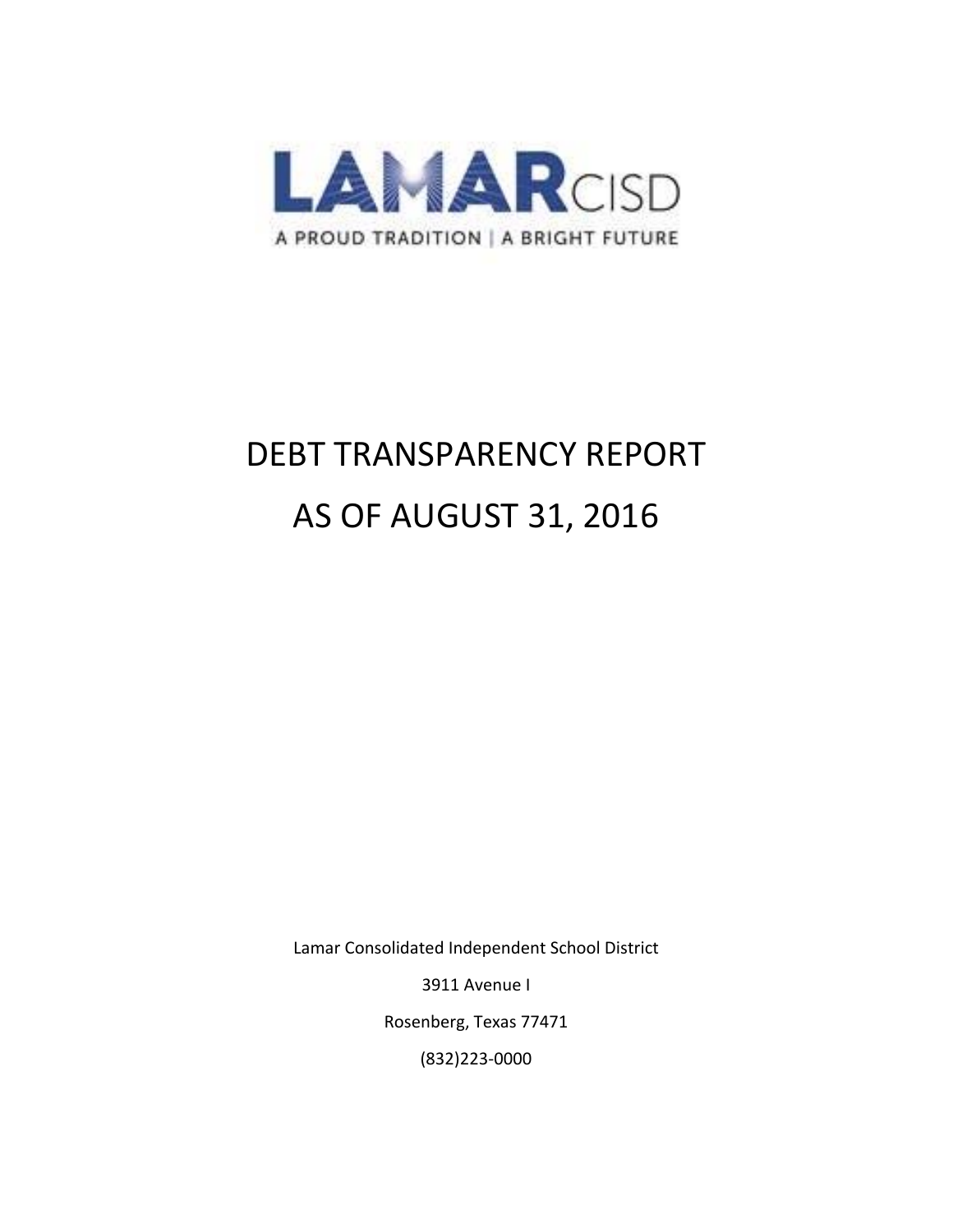LAMARCISD

A PROUD TRADITION | A BRIGHT FUTURE

# DEBT TRANSPARENCY REPORT

# AS OF AUGUST 31, 2016

Lamar Consolidated Independent School District

3911 Avenue I

Rosenberg, Texas 77471

(832)223-0000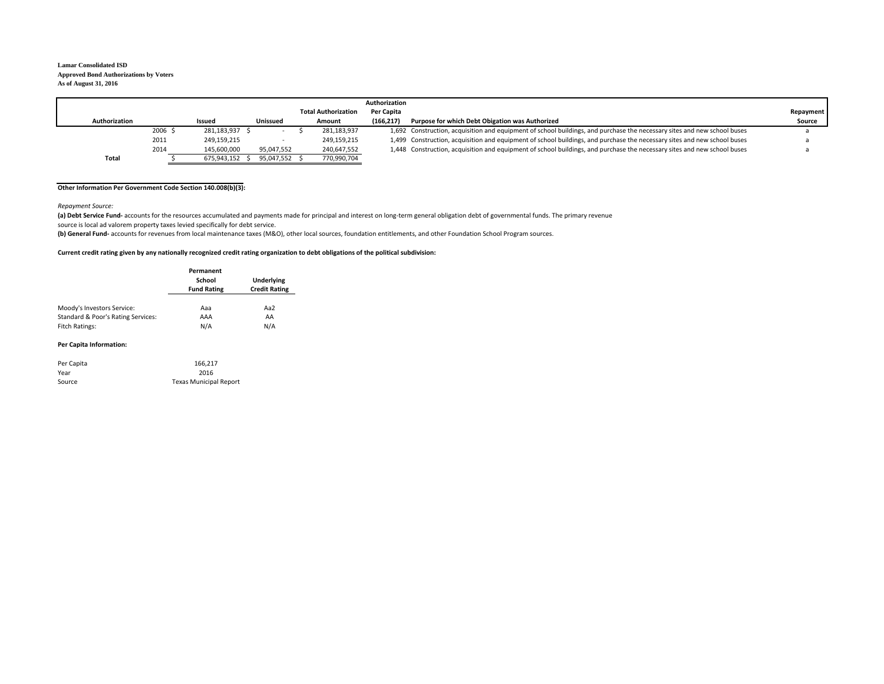**Lamar Consolidated ISD**
**Approved Bond Authorizations by Voters**
**As of August 31, 2016**

| Authorization | Issued | Unissued | Total Authorization Amount | Authorization Per Capita (166,217) | Purpose for which Debt Obigation was Authorized | Repayment Source |
|---|---|---|---|---|---|---|
| 2006 | $ 281,183,937 | $ - | $ 281,183,937 | 1,692 | Construction, acquisition and equipment of school buildings, and purchase the necessary sites and new school buses | a |
| 2011 | 249,159,215 | - | 249,159,215 | 1,499 | Construction, acquisition and equipment of school buildings, and purchase the necessary sites and new school buses | a |
| 2014 | 145,600,000 | 95,047,552 | 240,647,552 | 1,448 | Construction, acquisition and equipment of school buildings, and purchase the necessary sites and new school buses | a |
| **Total** | $ 675,943,152 | $ 95,047,552 | $ 770,990,704 | | | |

**Other Information Per Government Code Section 140.008(b)(3):**

*Repayment Source:*

**(a) Debt Service Fund-** accounts for the resources accumulated and payments made for principal and interest on long-term general obligation debt of governmental funds. The primary revenue source is local ad valorem property taxes levied specifically for debt service.

**(b) General Fund-** accounts for revenues from local maintenance taxes (M&O), other local sources, foundation entitlements, and other Foundation School Program sources.

**Current credit rating given by any nationally recognized credit rating organization to debt obligations of the political subdivision:**

| | Permanent School Fund Rating | Underlying Credit Rating |
|---|---|---|
| Moody's Investors Service: | Aaa | Aa2 |
| Standard & Poor's Rating Services: | AAA | AA |
| Fitch Ratings: | N/A | N/A |

**Per Capita Information:**

| | |
|---|---|
| Per Capita | 166,217 |
| Year | 2016 |
| Source | Texas Municipal Report |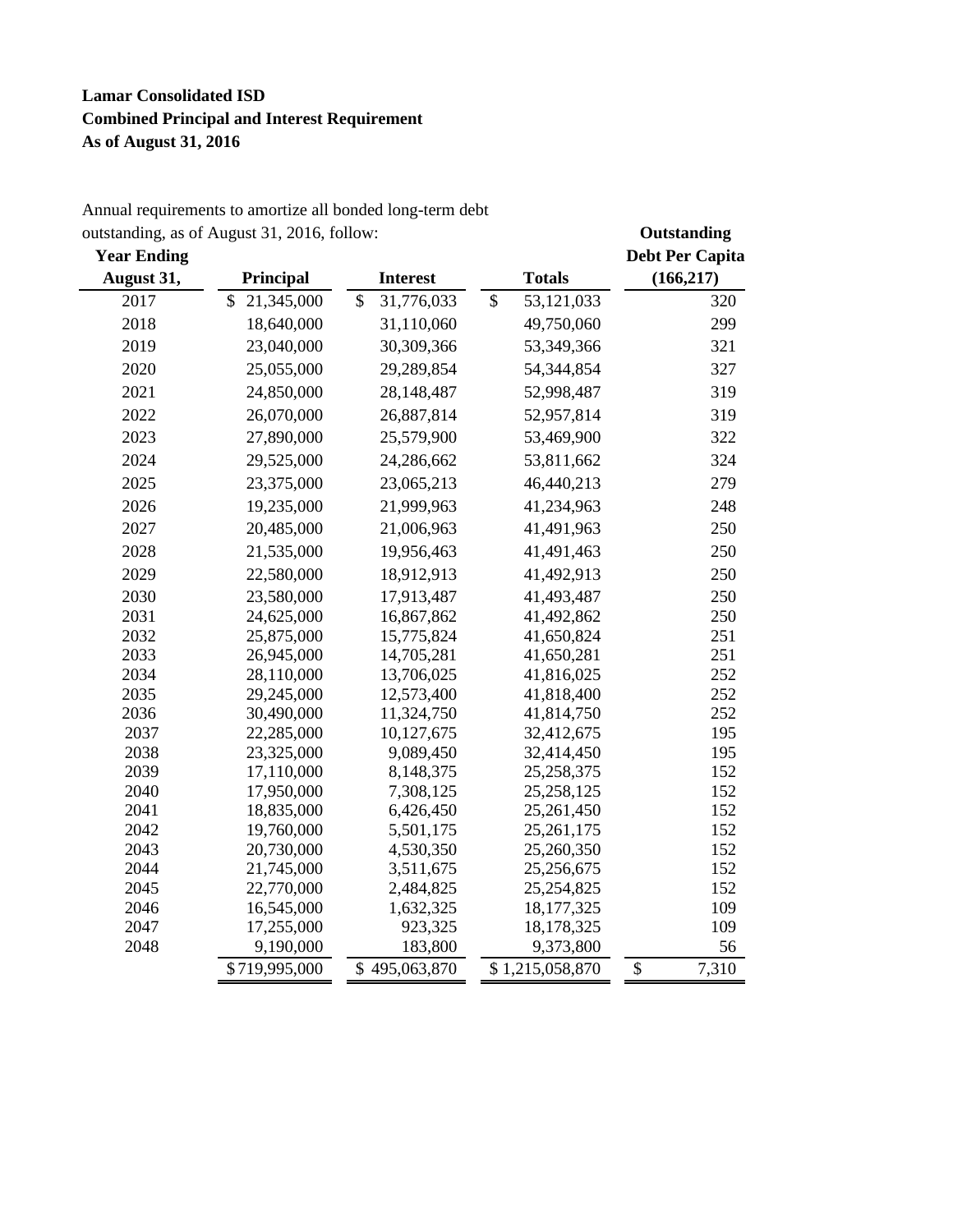**Lamar Consolidated ISD**
**Combined Principal and Interest Requirement**
**As of August 31, 2016**

Annual requirements to amortize all bonded long-term debt outstanding, as of August 31, 2016, follow:

| Year Ending August 31, | Principal | Interest | Totals | Outstanding Debt Per Capita (166,217) |
|---|---|---|---|---|
| 2017 | $ 21,345,000 | $ 31,776,033 | $ 53,121,033 | 320 |
| 2018 | 18,640,000 | 31,110,060 | 49,750,060 | 299 |
| 2019 | 23,040,000 | 30,309,366 | 53,349,366 | 321 |
| 2020 | 25,055,000 | 29,289,854 | 54,344,854 | 327 |
| 2021 | 24,850,000 | 28,148,487 | 52,998,487 | 319 |
| 2022 | 26,070,000 | 26,887,814 | 52,957,814 | 319 |
| 2023 | 27,890,000 | 25,579,900 | 53,469,900 | 322 |
| 2024 | 29,525,000 | 24,286,662 | 53,811,662 | 324 |
| 2025 | 23,375,000 | 23,065,213 | 46,440,213 | 279 |
| 2026 | 19,235,000 | 21,999,963 | 41,234,963 | 248 |
| 2027 | 20,485,000 | 21,006,963 | 41,491,963 | 250 |
| 2028 | 21,535,000 | 19,956,463 | 41,491,463 | 250 |
| 2029 | 22,580,000 | 18,912,913 | 41,492,913 | 250 |
| 2030 | 23,580,000 | 17,913,487 | 41,493,487 | 250 |
| 2031 | 24,625,000 | 16,867,862 | 41,492,862 | 250 |
| 2032 | 25,875,000 | 15,775,824 | 41,650,824 | 251 |
| 2033 | 26,945,000 | 14,705,281 | 41,650,281 | 251 |
| 2034 | 28,110,000 | 13,706,025 | 41,816,025 | 252 |
| 2035 | 29,245,000 | 12,573,400 | 41,818,400 | 252 |
| 2036 | 30,490,000 | 11,324,750 | 41,814,750 | 252 |
| 2037 | 22,285,000 | 10,127,675 | 32,412,675 | 195 |
| 2038 | 23,325,000 | 9,089,450 | 32,414,450 | 195 |
| 2039 | 17,110,000 | 8,148,375 | 25,258,375 | 152 |
| 2040 | 17,950,000 | 7,308,125 | 25,258,125 | 152 |
| 2041 | 18,835,000 | 6,426,450 | 25,261,450 | 152 |
| 2042 | 19,760,000 | 5,501,175 | 25,261,175 | 152 |
| 2043 | 20,730,000 | 4,530,350 | 25,260,350 | 152 |
| 2044 | 21,745,000 | 3,511,675 | 25,256,675 | 152 |
| 2045 | 22,770,000 | 2,484,825 | 25,254,825 | 152 |
| 2046 | 16,545,000 | 1,632,325 | 18,177,325 | 109 |
| 2047 | 17,255,000 | 923,325 | 18,178,325 | 109 |
| 2048 | 9,190,000 | 183,800 | 9,373,800 | 56 |
| | $719,995,000 | $ 495,063,870 | $ 1,215,058,870 | $ 7,310 |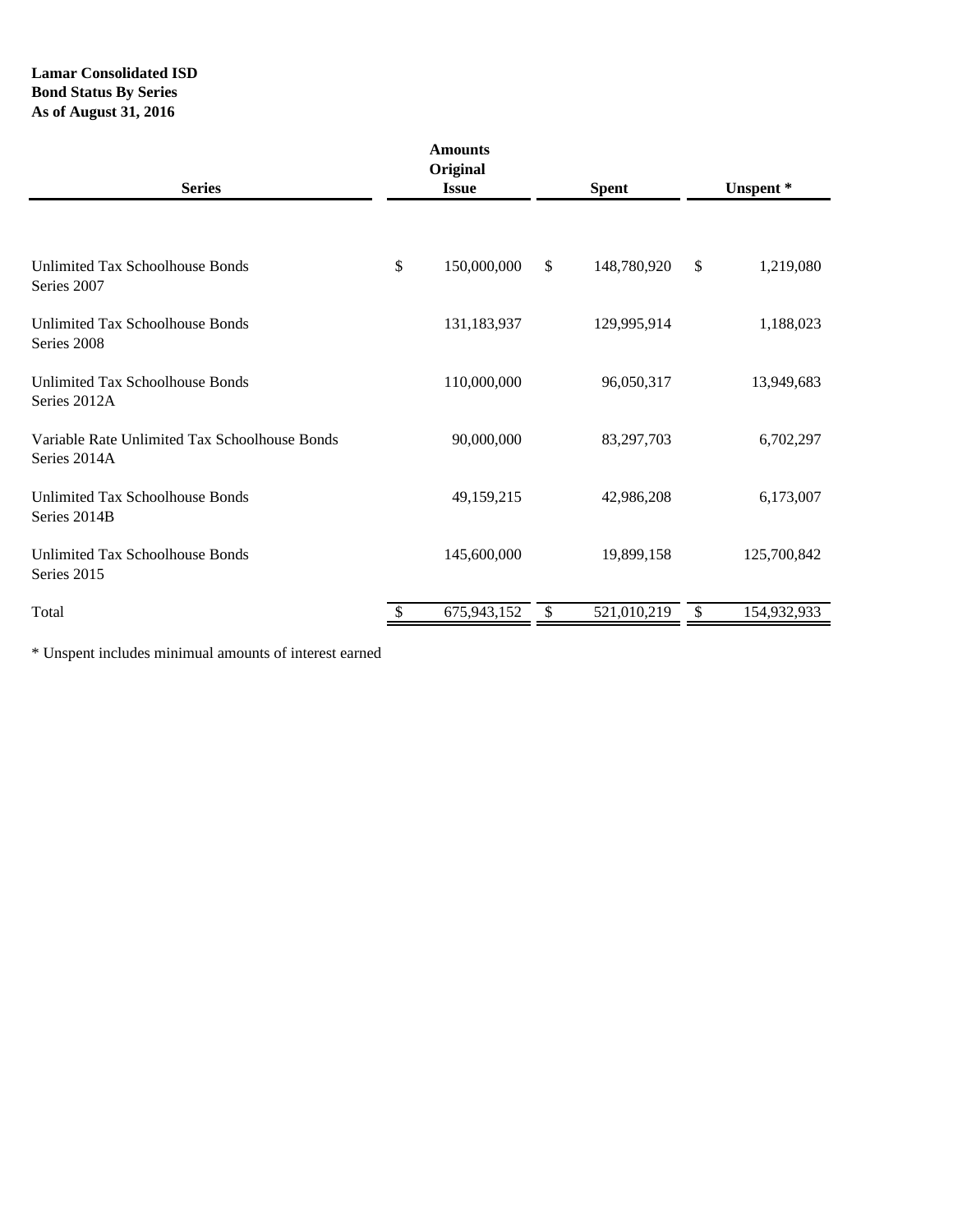**Lamar Consolidated ISD**
**Bond Status By Series**
**As of August 31, 2016**

| Series | Amounts Original Issue | Spent | Unspent * |
|---|---|---|---|
| Unlimited Tax Schoolhouse Bonds Series 2007 | $ 150,000,000 | $ 148,780,920 | $ 1,219,080 |
| Unlimited Tax Schoolhouse Bonds Series 2008 | 131,183,937 | 129,995,914 | 1,188,023 |
| Unlimited Tax Schoolhouse Bonds Series 2012A | 110,000,000 | 96,050,317 | 13,949,683 |
| Variable Rate Unlimited Tax Schoolhouse Bonds Series 2014A | 90,000,000 | 83,297,703 | 6,702,297 |
| Unlimited Tax Schoolhouse Bonds Series 2014B | 49,159,215 | 42,986,208 | 6,173,007 |
| Unlimited Tax Schoolhouse Bonds Series 2015 | 145,600,000 | 19,899,158 | 125,700,842 |
| Total | $ 675,943,152 | $ 521,010,219 | $ 154,932,933 |

* Unspent includes minimual amounts of interest earned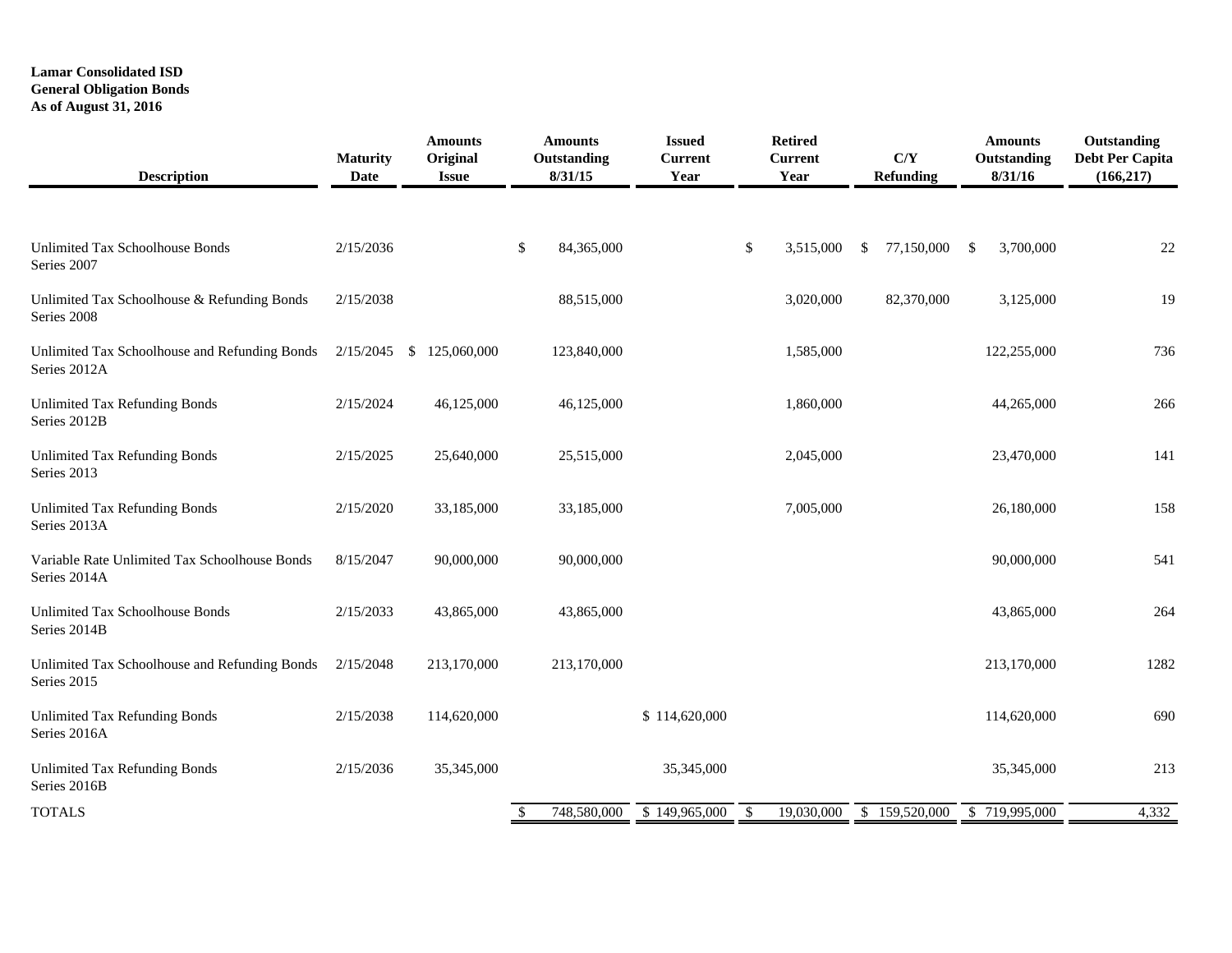**Lamar Consolidated ISD**
**General Obligation Bonds**
**As of August 31, 2016**

| Description | Maturity Date | Amounts Original Issue | Amounts Outstanding 8/31/15 | Issued Current Year | Retired Current Year | C/Y Refunding | Amounts Outstanding 8/31/16 | Outstanding Debt Per Capita (166,217) |
|---|---|---|---|---|---|---|---|---|
| Unlimited Tax Schoolhouse Bonds Series 2007 | 2/15/2036 | | $ 84,365,000 | | $ 3,515,000 | $ 77,150,000 | $ 3,700,000 | 22 |
| Unlimited Tax Schoolhouse & Refunding Bonds Series 2008 | 2/15/2038 | | 88,515,000 | | 3,020,000 | 82,370,000 | 3,125,000 | 19 |
| Unlimited Tax Schoolhouse and Refunding Bonds Series 2012A | 2/15/2045 | $ 125,060,000 | 123,840,000 | | 1,585,000 | | 122,255,000 | 736 |
| Unlimited Tax Refunding Bonds Series 2012B | 2/15/2024 | 46,125,000 | 46,125,000 | | 1,860,000 | | 44,265,000 | 266 |
| Unlimited Tax Refunding Bonds Series 2013 | 2/15/2025 | 25,640,000 | 25,515,000 | | 2,045,000 | | 23,470,000 | 141 |
| Unlimited Tax Refunding Bonds Series 2013A | 2/15/2020 | 33,185,000 | 33,185,000 | | 7,005,000 | | 26,180,000 | 158 |
| Variable Rate Unlimited Tax Schoolhouse Bonds Series 2014A | 8/15/2047 | 90,000,000 | 90,000,000 | | | | 90,000,000 | 541 |
| Unlimited Tax Schoolhouse Bonds Series 2014B | 2/15/2033 | 43,865,000 | 43,865,000 | | | | 43,865,000 | 264 |
| Unlimited Tax Schoolhouse and Refunding Bonds Series 2015 | 2/15/2048 | 213,170,000 | 213,170,000 | | | | 213,170,000 | 1282 |
| Unlimited Tax Refunding Bonds Series 2016A | 2/15/2038 | 114,620,000 | | $ 114,620,000 | | | 114,620,000 | 690 |
| Unlimited Tax Refunding Bonds Series 2016B | 2/15/2036 | 35,345,000 | | 35,345,000 | | | 35,345,000 | 213 |
| TOTALS | | | $ 748,580,000 | $ 149,965,000 | $ 19,030,000 | $ 159,520,000 | $ 719,995,000 | 4,332 |